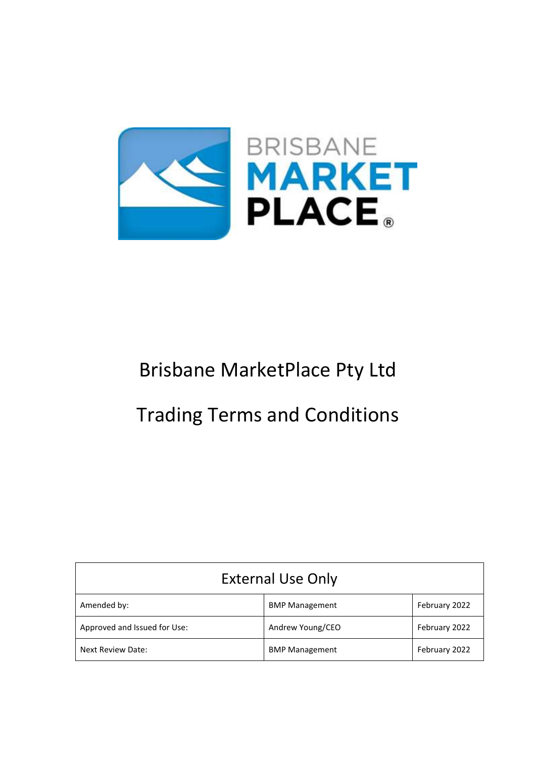BRISBANE MARKET PLACE®

# Brisbane MarketPlace Pty Ltd

# Trading Terms and Conditions

| External Use Only | | |
|---|---|---|
| Amended by: | BMP Management | February 2022 |
| Approved and Issued for Use: | Andrew Young/CEO | February 2022 |
| Next Review Date: | BMP Management | February 2022 |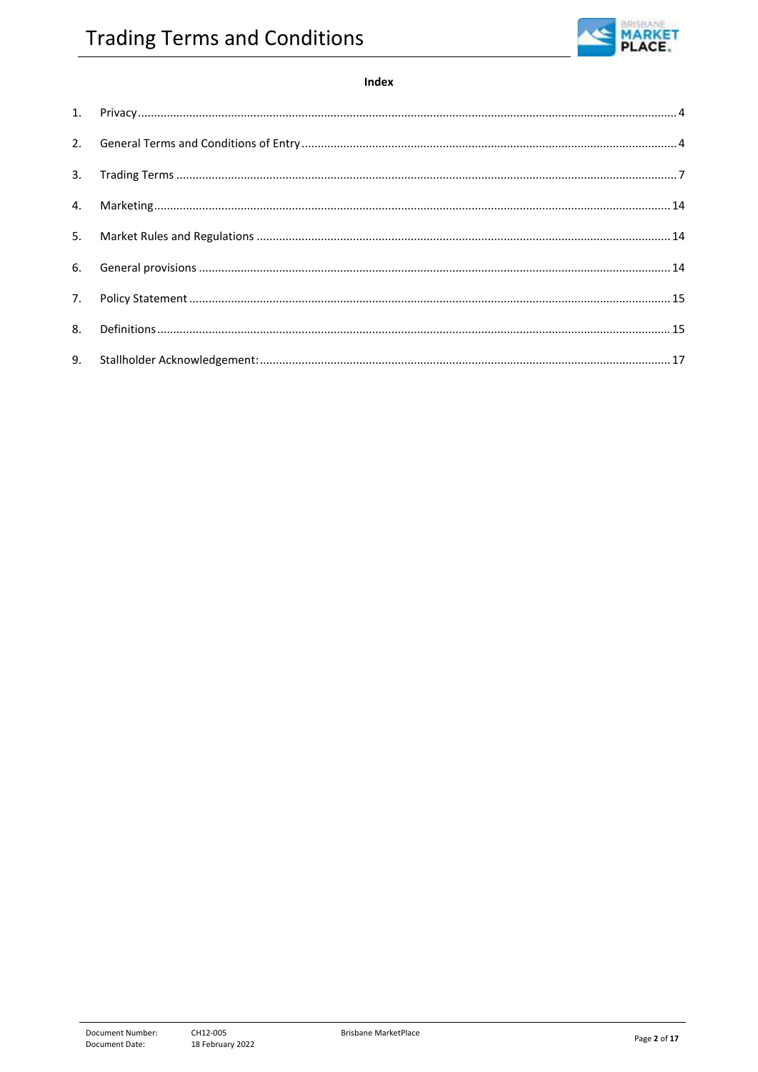**Index**

1. Privacy .......... 4
2. General Terms and Conditions of Entry .......... 4
3. Trading Terms .......... 7
4. Marketing .......... 14
5. Market Rules and Regulations .......... 14
6. General provisions .......... 14
7. Policy Statement .......... 15
8. Definitions .......... 15
9. Stallholder Acknowledgement: .......... 17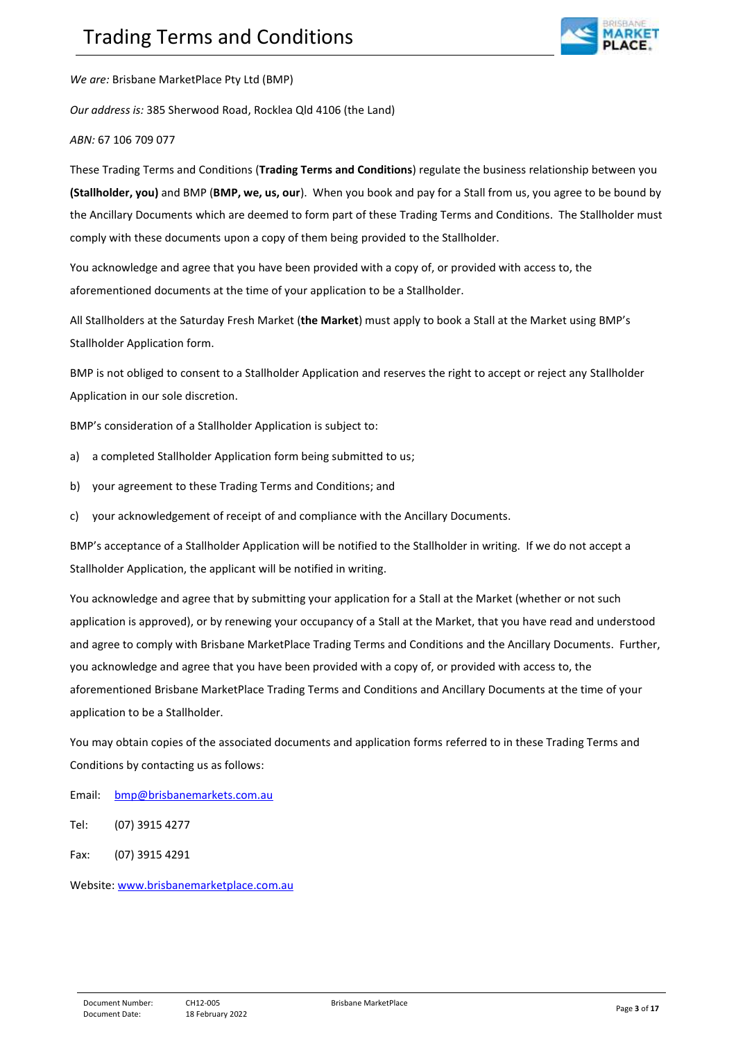*We are:* Brisbane MarketPlace Pty Ltd (BMP)

*Our address is:* 385 Sherwood Road, Rocklea Qld 4106 (the Land)

*ABN:* 67 106 709 077

These Trading Terms and Conditions (**Trading Terms and Conditions**) regulate the business relationship between you **(Stallholder, you)** and BMP (**BMP, we, us, our**). When you book and pay for a Stall from us, you agree to be bound by the Ancillary Documents which are deemed to form part of these Trading Terms and Conditions. The Stallholder must comply with these documents upon a copy of them being provided to the Stallholder.

You acknowledge and agree that you have been provided with a copy of, or provided with access to, the aforementioned documents at the time of your application to be a Stallholder.

All Stallholders at the Saturday Fresh Market (**the Market**) must apply to book a Stall at the Market using BMP's Stallholder Application form.

BMP is not obliged to consent to a Stallholder Application and reserves the right to accept or reject any Stallholder Application in our sole discretion.

BMP's consideration of a Stallholder Application is subject to:

a) a completed Stallholder Application form being submitted to us;

b) your agreement to these Trading Terms and Conditions; and

c) your acknowledgement of receipt of and compliance with the Ancillary Documents.

BMP's acceptance of a Stallholder Application will be notified to the Stallholder in writing. If we do not accept a Stallholder Application, the applicant will be notified in writing.

You acknowledge and agree that by submitting your application for a Stall at the Market (whether or not such application is approved), or by renewing your occupancy of a Stall at the Market, that you have read and understood and agree to comply with Brisbane MarketPlace Trading Terms and Conditions and the Ancillary Documents. Further, you acknowledge and agree that you have been provided with a copy of, or provided with access to, the aforementioned Brisbane MarketPlace Trading Terms and Conditions and Ancillary Documents at the time of your application to be a Stallholder.

You may obtain copies of the associated documents and application forms referred to in these Trading Terms and Conditions by contacting us as follows:

Email: bmp@brisbanemarkets.com.au

Tel: (07) 3915 4277

Fax: (07) 3915 4291

Website: www.brisbanemarketplace.com.au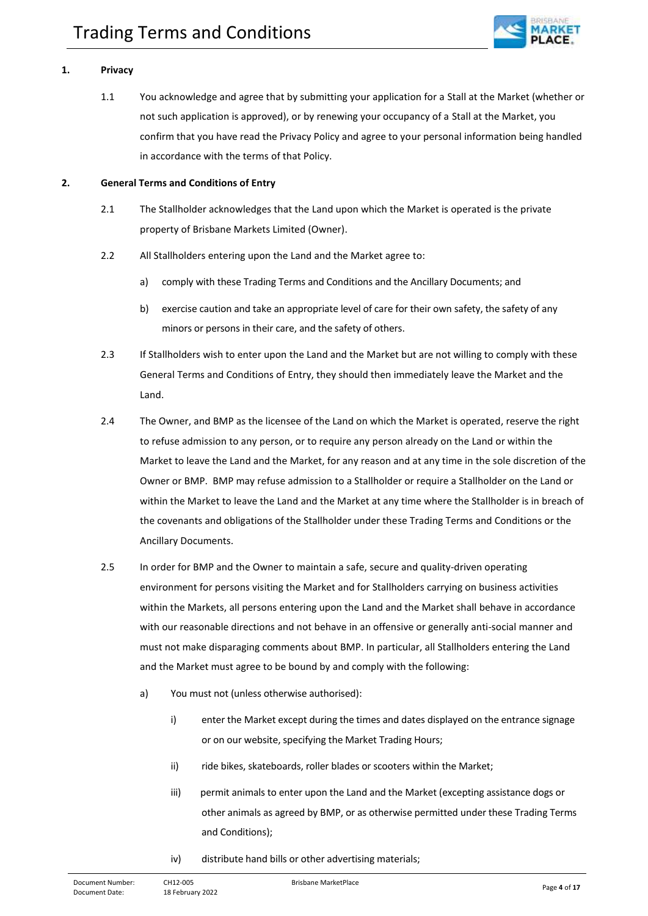## 1. Privacy

1.1 You acknowledge and agree that by submitting your application for a Stall at the Market (whether or not such application is approved), or by renewing your occupancy of a Stall at the Market, you confirm that you have read the Privacy Policy and agree to your personal information being handled in accordance with the terms of that Policy.

## 2. General Terms and Conditions of Entry

2.1 The Stallholder acknowledges that the Land upon which the Market is operated is the private property of Brisbane Markets Limited (Owner).

2.2 All Stallholders entering upon the Land and the Market agree to:

- a) comply with these Trading Terms and Conditions and the Ancillary Documents; and
- b) exercise caution and take an appropriate level of care for their own safety, the safety of any minors or persons in their care, and the safety of others.

2.3 If Stallholders wish to enter upon the Land and the Market but are not willing to comply with these General Terms and Conditions of Entry, they should then immediately leave the Market and the Land.

2.4 The Owner, and BMP as the licensee of the Land on which the Market is operated, reserve the right to refuse admission to any person, or to require any person already on the Land or within the Market to leave the Land and the Market, for any reason and at any time in the sole discretion of the Owner or BMP. BMP may refuse admission to a Stallholder or require a Stallholder on the Land or within the Market to leave the Land and the Market at any time where the Stallholder is in breach of the covenants and obligations of the Stallholder under these Trading Terms and Conditions or the Ancillary Documents.

2.5 In order for BMP and the Owner to maintain a safe, secure and quality-driven operating environment for persons visiting the Market and for Stallholders carrying on business activities within the Markets, all persons entering upon the Land and the Market shall behave in accordance with our reasonable directions and not behave in an offensive or generally anti-social manner and must not make disparaging comments about BMP. In particular, all Stallholders entering the Land and the Market must agree to be bound by and comply with the following:

- a) You must not (unless otherwise authorised):
  - i) enter the Market except during the times and dates displayed on the entrance signage or on our website, specifying the Market Trading Hours;
  - ii) ride bikes, skateboards, roller blades or scooters within the Market;
  - iii) permit animals to enter upon the Land and the Market (excepting assistance dogs or other animals as agreed by BMP, or as otherwise permitted under these Trading Terms and Conditions);
  - iv) distribute hand bills or other advertising materials;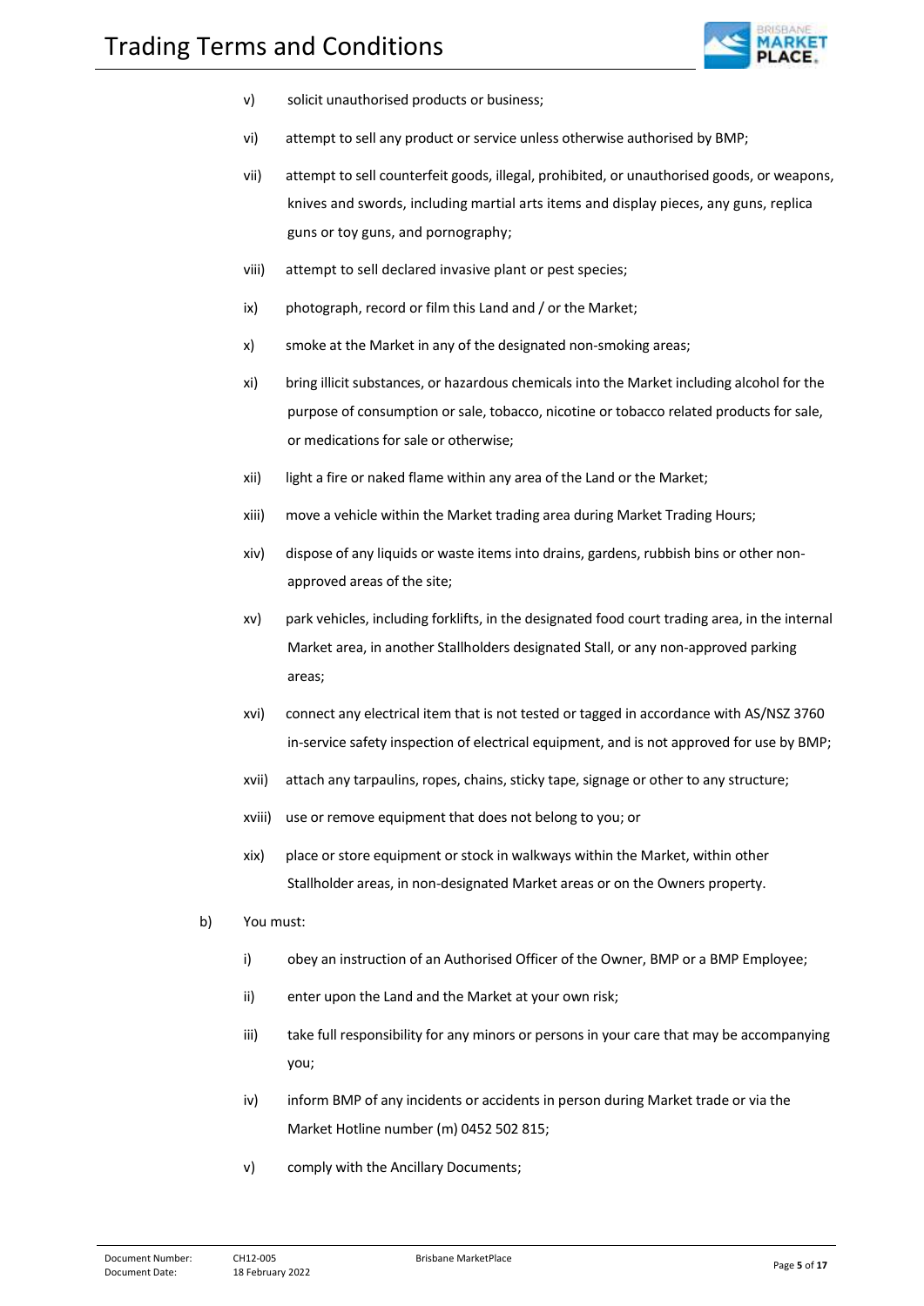v) solicit unauthorised products or business;

vi) attempt to sell any product or service unless otherwise authorised by BMP;

vii) attempt to sell counterfeit goods, illegal, prohibited, or unauthorised goods, or weapons, knives and swords, including martial arts items and display pieces, any guns, replica guns or toy guns, and pornography;

viii) attempt to sell declared invasive plant or pest species;

ix) photograph, record or film this Land and / or the Market;

x) smoke at the Market in any of the designated non-smoking areas;

xi) bring illicit substances, or hazardous chemicals into the Market including alcohol for the purpose of consumption or sale, tobacco, nicotine or tobacco related products for sale, or medications for sale or otherwise;

xii) light a fire or naked flame within any area of the Land or the Market;

xiii) move a vehicle within the Market trading area during Market Trading Hours;

xiv) dispose of any liquids or waste items into drains, gardens, rubbish bins or other non-approved areas of the site;

xv) park vehicles, including forklifts, in the designated food court trading area, in the internal Market area, in another Stallholders designated Stall, or any non-approved parking areas;

xvi) connect any electrical item that is not tested or tagged in accordance with AS/NSZ 3760 in-service safety inspection of electrical equipment, and is not approved for use by BMP;

xvii) attach any tarpaulins, ropes, chains, sticky tape, signage or other to any structure;

xviii) use or remove equipment that does not belong to you; or

xix) place or store equipment or stock in walkways within the Market, within other Stallholder areas, in non-designated Market areas or on the Owners property.

b) You must:

i) obey an instruction of an Authorised Officer of the Owner, BMP or a BMP Employee;

ii) enter upon the Land and the Market at your own risk;

iii) take full responsibility for any minors or persons in your care that may be accompanying you;

iv) inform BMP of any incidents or accidents in person during Market trade or via the Market Hotline number (m) 0452 502 815;

v) comply with the Ancillary Documents;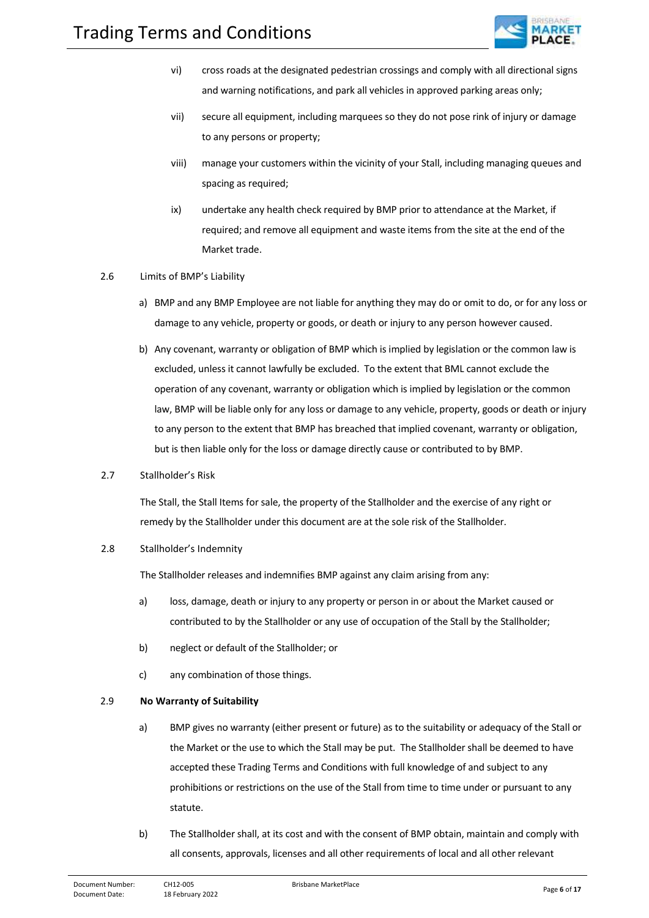vi) cross roads at the designated pedestrian crossings and comply with all directional signs and warning notifications, and park all vehicles in approved parking areas only;

vii) secure all equipment, including marquees so they do not pose rink of injury or damage to any persons or property;

viii) manage your customers within the vicinity of your Stall, including managing queues and spacing as required;

ix) undertake any health check required by BMP prior to attendance at the Market, if required; and remove all equipment and waste items from the site at the end of the Market trade.

2.6 Limits of BMP's Liability

a) BMP and any BMP Employee are not liable for anything they may do or omit to do, or for any loss or damage to any vehicle, property or goods, or death or injury to any person however caused.

b) Any covenant, warranty or obligation of BMP which is implied by legislation or the common law is excluded, unless it cannot lawfully be excluded. To the extent that BML cannot exclude the operation of any covenant, warranty or obligation which is implied by legislation or the common law, BMP will be liable only for any loss or damage to any vehicle, property, goods or death or injury to any person to the extent that BMP has breached that implied covenant, warranty or obligation, but is then liable only for the loss or damage directly cause or contributed to by BMP.

2.7 Stallholder's Risk

The Stall, the Stall Items for sale, the property of the Stallholder and the exercise of any right or remedy by the Stallholder under this document are at the sole risk of the Stallholder.

2.8 Stallholder's Indemnity

The Stallholder releases and indemnifies BMP against any claim arising from any:

a) loss, damage, death or injury to any property or person in or about the Market caused or contributed to by the Stallholder or any use of occupation of the Stall by the Stallholder;

b) neglect or default of the Stallholder; or

c) any combination of those things.

2.9 **No Warranty of Suitability**

a) BMP gives no warranty (either present or future) as to the suitability or adequacy of the Stall or the Market or the use to which the Stall may be put. The Stallholder shall be deemed to have accepted these Trading Terms and Conditions with full knowledge of and subject to any prohibitions or restrictions on the use of the Stall from time to time under or pursuant to any statute.

b) The Stallholder shall, at its cost and with the consent of BMP obtain, maintain and comply with all consents, approvals, licenses and all other requirements of local and all other relevant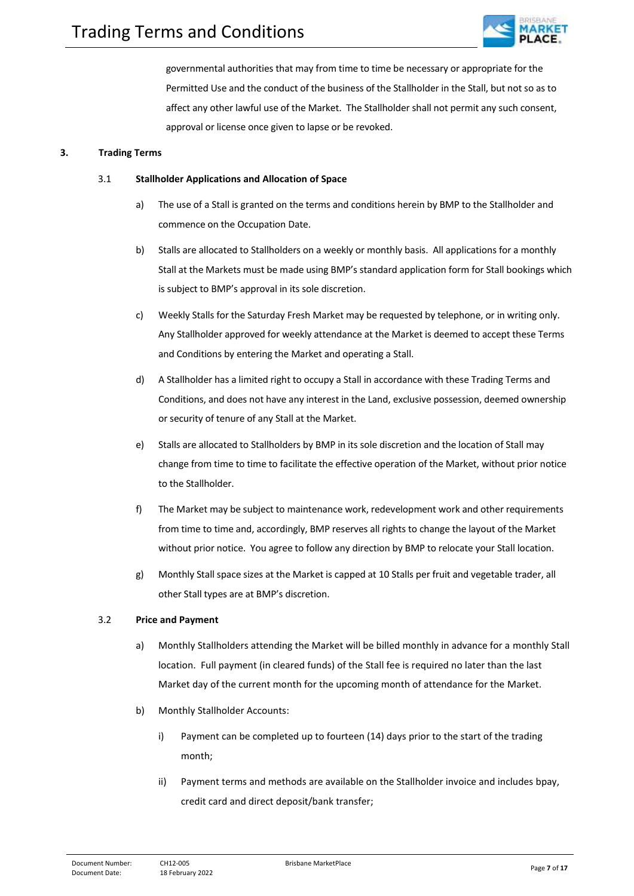governmental authorities that may from time to time be necessary or appropriate for the Permitted Use and the conduct of the business of the Stallholder in the Stall, but not so as to affect any other lawful use of the Market. The Stallholder shall not permit any such consent, approval or license once given to lapse or be revoked.

## 3. Trading Terms

### 3.1 Stallholder Applications and Allocation of Space

a) The use of a Stall is granted on the terms and conditions herein by BMP to the Stallholder and commence on the Occupation Date.

b) Stalls are allocated to Stallholders on a weekly or monthly basis. All applications for a monthly Stall at the Markets must be made using BMP's standard application form for Stall bookings which is subject to BMP's approval in its sole discretion.

c) Weekly Stalls for the Saturday Fresh Market may be requested by telephone, or in writing only. Any Stallholder approved for weekly attendance at the Market is deemed to accept these Terms and Conditions by entering the Market and operating a Stall.

d) A Stallholder has a limited right to occupy a Stall in accordance with these Trading Terms and Conditions, and does not have any interest in the Land, exclusive possession, deemed ownership or security of tenure of any Stall at the Market.

e) Stalls are allocated to Stallholders by BMP in its sole discretion and the location of Stall may change from time to time to facilitate the effective operation of the Market, without prior notice to the Stallholder.

f) The Market may be subject to maintenance work, redevelopment work and other requirements from time to time and, accordingly, BMP reserves all rights to change the layout of the Market without prior notice. You agree to follow any direction by BMP to relocate your Stall location.

g) Monthly Stall space sizes at the Market is capped at 10 Stalls per fruit and vegetable trader, all other Stall types are at BMP's discretion.

### 3.2 Price and Payment

a) Monthly Stallholders attending the Market will be billed monthly in advance for a monthly Stall location. Full payment (in cleared funds) of the Stall fee is required no later than the last Market day of the current month for the upcoming month of attendance for the Market.

b) Monthly Stallholder Accounts:

   i) Payment can be completed up to fourteen (14) days prior to the start of the trading month;

   ii) Payment terms and methods are available on the Stallholder invoice and includes bpay, credit card and direct deposit/bank transfer;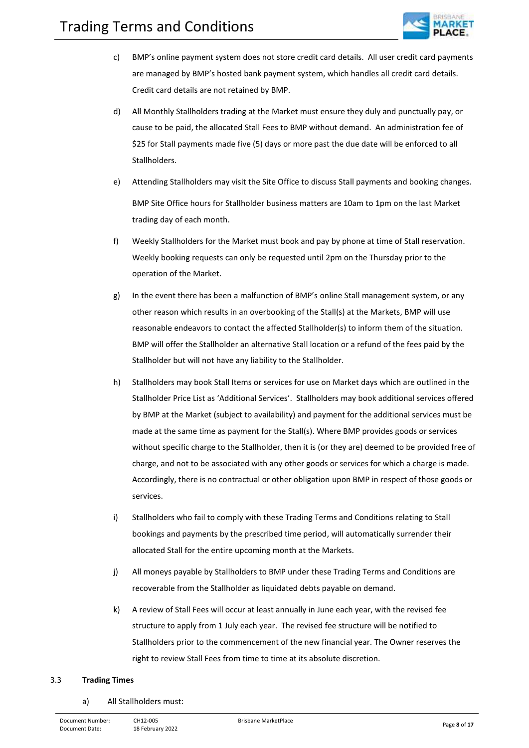c) BMP's online payment system does not store credit card details. All user credit card payments are managed by BMP's hosted bank payment system, which handles all credit card details. Credit card details are not retained by BMP.

d) All Monthly Stallholders trading at the Market must ensure they duly and punctually pay, or cause to be paid, the allocated Stall Fees to BMP without demand. An administration fee of $25 for Stall payments made five (5) days or more past the due date will be enforced to all Stallholders.

e) Attending Stallholders may visit the Site Office to discuss Stall payments and booking changes.

   BMP Site Office hours for Stallholder business matters are 10am to 1pm on the last Market trading day of each month.

f) Weekly Stallholders for the Market must book and pay by phone at time of Stall reservation. Weekly booking requests can only be requested until 2pm on the Thursday prior to the operation of the Market.

g) In the event there has been a malfunction of BMP's online Stall management system, or any other reason which results in an overbooking of the Stall(s) at the Markets, BMP will use reasonable endeavors to contact the affected Stallholder(s) to inform them of the situation. BMP will offer the Stallholder an alternative Stall location or a refund of the fees paid by the Stallholder but will not have any liability to the Stallholder.

h) Stallholders may book Stall Items or services for use on Market days which are outlined in the Stallholder Price List as 'Additional Services'. Stallholders may book additional services offered by BMP at the Market (subject to availability) and payment for the additional services must be made at the same time as payment for the Stall(s). Where BMP provides goods or services without specific charge to the Stallholder, then it is (or they are) deemed to be provided free of charge, and not to be associated with any other goods or services for which a charge is made. Accordingly, there is no contractual or other obligation upon BMP in respect of those goods or services.

i) Stallholders who fail to comply with these Trading Terms and Conditions relating to Stall bookings and payments by the prescribed time period, will automatically surrender their allocated Stall for the entire upcoming month at the Markets.

j) All moneys payable by Stallholders to BMP under these Trading Terms and Conditions are recoverable from the Stallholder as liquidated debts payable on demand.

k) A review of Stall Fees will occur at least annually in June each year, with the revised fee structure to apply from 1 July each year. The revised fee structure will be notified to Stallholders prior to the commencement of the new financial year. The Owner reserves the right to review Stall Fees from time to time at its absolute discretion.

### 3.3 Trading Times

a) All Stallholders must: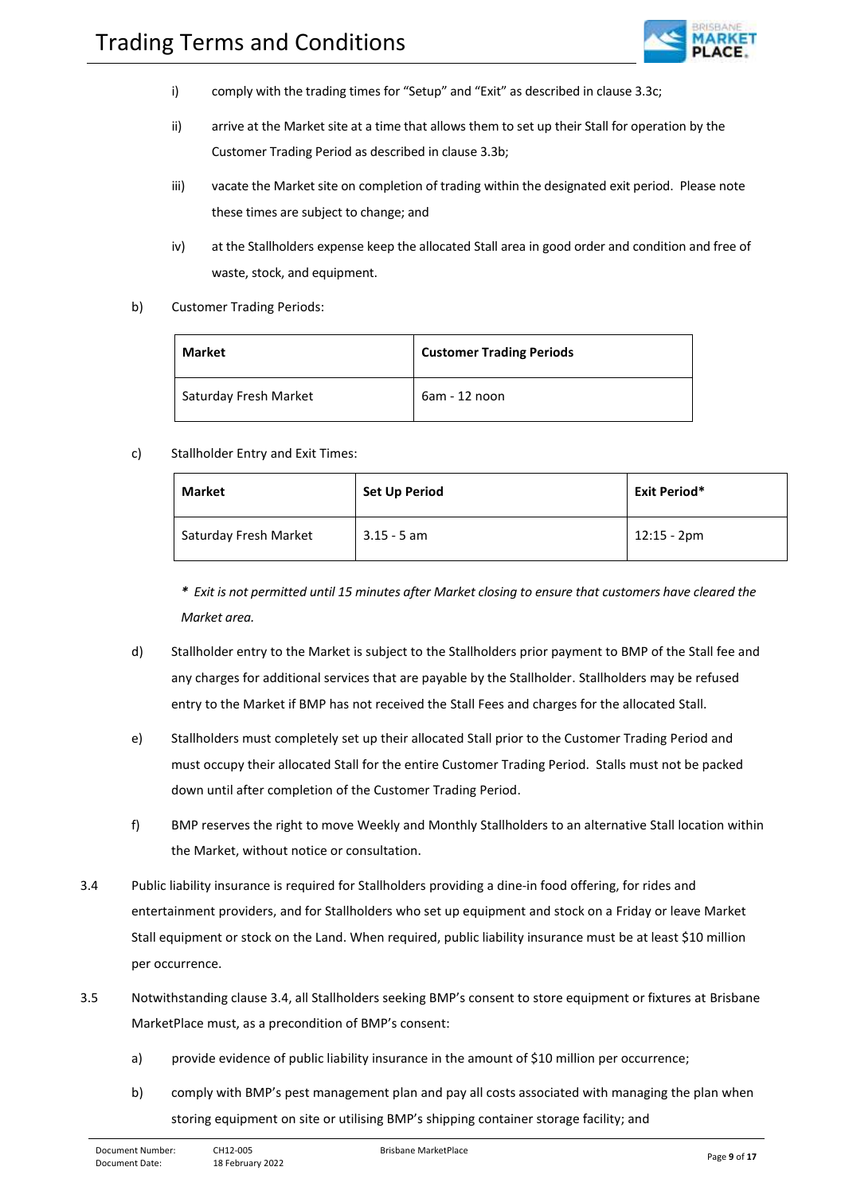i) comply with the trading times for "Setup" and "Exit" as described in clause 3.3c;

ii) arrive at the Market site at a time that allows them to set up their Stall for operation by the Customer Trading Period as described in clause 3.3b;

iii) vacate the Market site on completion of trading within the designated exit period. Please note these times are subject to change; and

iv) at the Stallholders expense keep the allocated Stall area in good order and condition and free of waste, stock, and equipment.

b) Customer Trading Periods:

| Market | Customer Trading Periods |
| --- | --- |
| Saturday Fresh Market | 6am - 12 noon |

c) Stallholder Entry and Exit Times:

| Market | Set Up Period | Exit Period* |
| --- | --- | --- |
| Saturday Fresh Market | 3.15 - 5 am | 12:15 - 2pm |

*\* Exit is not permitted until 15 minutes after Market closing to ensure that customers have cleared the Market area.*

d) Stallholder entry to the Market is subject to the Stallholders prior payment to BMP of the Stall fee and any charges for additional services that are payable by the Stallholder. Stallholders may be refused entry to the Market if BMP has not received the Stall Fees and charges for the allocated Stall.

e) Stallholders must completely set up their allocated Stall prior to the Customer Trading Period and must occupy their allocated Stall for the entire Customer Trading Period. Stalls must not be packed down until after completion of the Customer Trading Period.

f) BMP reserves the right to move Weekly and Monthly Stallholders to an alternative Stall location within the Market, without notice or consultation.

3.4 Public liability insurance is required for Stallholders providing a dine-in food offering, for rides and entertainment providers, and for Stallholders who set up equipment and stock on a Friday or leave Market Stall equipment or stock on the Land. When required, public liability insurance must be at least $10 million per occurrence.

3.5 Notwithstanding clause 3.4, all Stallholders seeking BMP's consent to store equipment or fixtures at Brisbane MarketPlace must, as a precondition of BMP's consent:

a) provide evidence of public liability insurance in the amount of $10 million per occurrence;

b) comply with BMP's pest management plan and pay all costs associated with managing the plan when storing equipment on site or utilising BMP's shipping container storage facility; and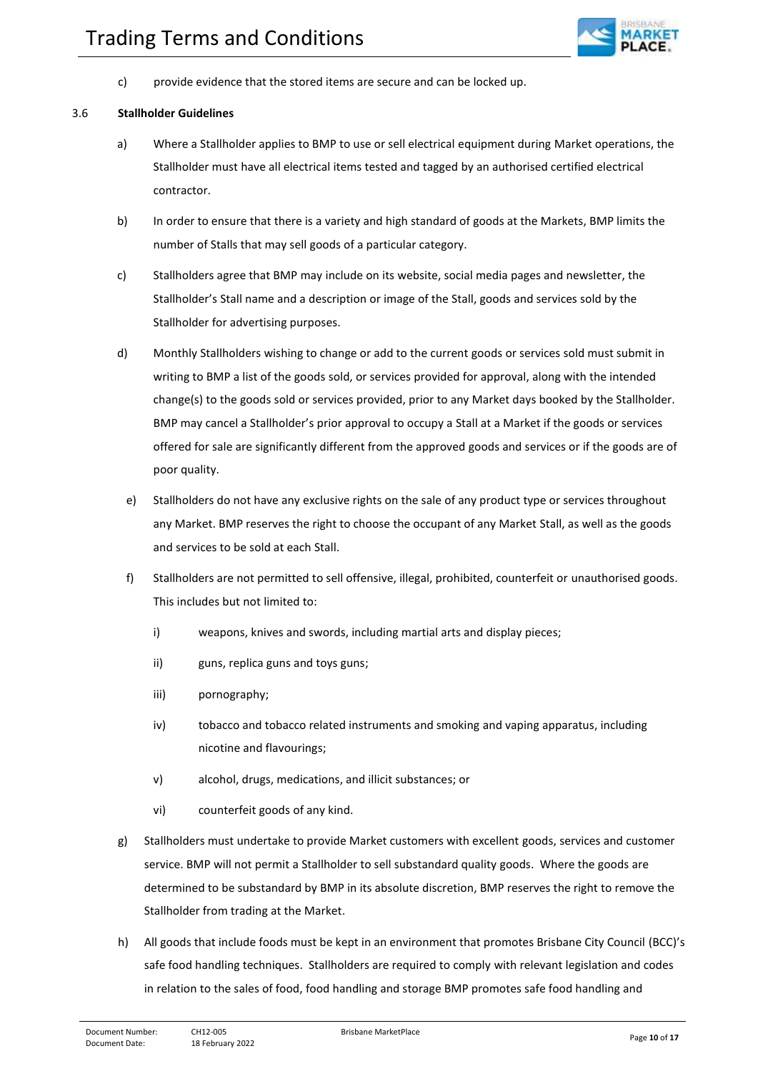c) provide evidence that the stored items are secure and can be locked up.

### 3.6 Stallholder Guidelines

a) Where a Stallholder applies to BMP to use or sell electrical equipment during Market operations, the Stallholder must have all electrical items tested and tagged by an authorised certified electrical contractor.

b) In order to ensure that there is a variety and high standard of goods at the Markets, BMP limits the number of Stalls that may sell goods of a particular category.

c) Stallholders agree that BMP may include on its website, social media pages and newsletter, the Stallholder's Stall name and a description or image of the Stall, goods and services sold by the Stallholder for advertising purposes.

d) Monthly Stallholders wishing to change or add to the current goods or services sold must submit in writing to BMP a list of the goods sold, or services provided for approval, along with the intended change(s) to the goods sold or services provided, prior to any Market days booked by the Stallholder. BMP may cancel a Stallholder's prior approval to occupy a Stall at a Market if the goods or services offered for sale are significantly different from the approved goods and services or if the goods are of poor quality.

e) Stallholders do not have any exclusive rights on the sale of any product type or services throughout any Market. BMP reserves the right to choose the occupant of any Market Stall, as well as the goods and services to be sold at each Stall.

f) Stallholders are not permitted to sell offensive, illegal, prohibited, counterfeit or unauthorised goods. This includes but not limited to:

   i) weapons, knives and swords, including martial arts and display pieces;

   ii) guns, replica guns and toys guns;

   iii) pornography;

   iv) tobacco and tobacco related instruments and smoking and vaping apparatus, including nicotine and flavourings;

   v) alcohol, drugs, medications, and illicit substances; or

   vi) counterfeit goods of any kind.

g) Stallholders must undertake to provide Market customers with excellent goods, services and customer service. BMP will not permit a Stallholder to sell substandard quality goods. Where the goods are determined to be substandard by BMP in its absolute discretion, BMP reserves the right to remove the Stallholder from trading at the Market.

h) All goods that include foods must be kept in an environment that promotes Brisbane City Council (BCC)'s safe food handling techniques. Stallholders are required to comply with relevant legislation and codes in relation to the sales of food, food handling and storage BMP promotes safe food handling and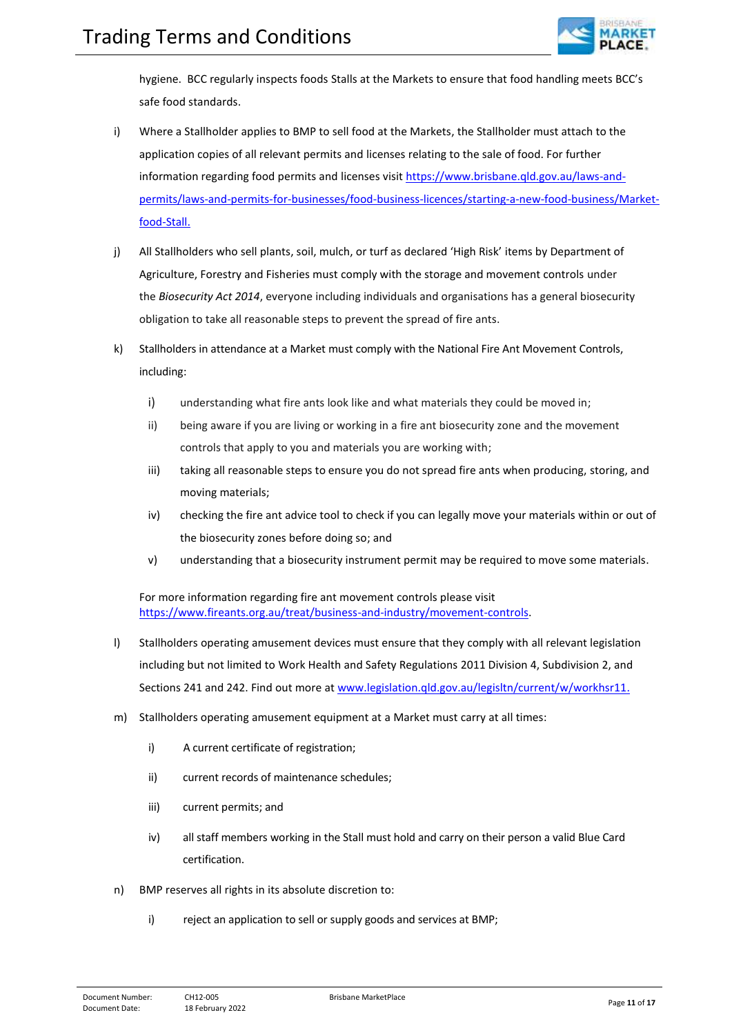hygiene. BCC regularly inspects foods Stalls at the Markets to ensure that food handling meets BCC's safe food standards.

i) Where a Stallholder applies to BMP to sell food at the Markets, the Stallholder must attach to the application copies of all relevant permits and licenses relating to the sale of food. For further information regarding food permits and licenses visit https://www.brisbane.qld.gov.au/laws-and-permits/laws-and-permits-for-businesses/food-business-licences/starting-a-new-food-business/Market-food-Stall.

j) All Stallholders who sell plants, soil, mulch, or turf as declared 'High Risk' items by Department of Agriculture, Forestry and Fisheries must comply with the storage and movement controls under the *Biosecurity Act 2014*, everyone including individuals and organisations has a general biosecurity obligation to take all reasonable steps to prevent the spread of fire ants.

k) Stallholders in attendance at a Market must comply with the National Fire Ant Movement Controls, including:

   i) understanding what fire ants look like and what materials they could be moved in;

   ii) being aware if you are living or working in a fire ant biosecurity zone and the movement controls that apply to you and materials you are working with;

   iii) taking all reasonable steps to ensure you do not spread fire ants when producing, storing, and moving materials;

   iv) checking the fire ant advice tool to check if you can legally move your materials within or out of the biosecurity zones before doing so; and

   v) understanding that a biosecurity instrument permit may be required to move some materials.

   For more information regarding fire ant movement controls please visit https://www.fireants.org.au/treat/business-and-industry/movement-controls.

l) Stallholders operating amusement devices must ensure that they comply with all relevant legislation including but not limited to Work Health and Safety Regulations 2011 Division 4, Subdivision 2, and Sections 241 and 242. Find out more at www.legislation.qld.gov.au/legisltn/current/w/workhsr11.

m) Stallholders operating amusement equipment at a Market must carry at all times:

   i) A current certificate of registration;

   ii) current records of maintenance schedules;

   iii) current permits; and

   iv) all staff members working in the Stall must hold and carry on their person a valid Blue Card certification.

n) BMP reserves all rights in its absolute discretion to:

   i) reject an application to sell or supply goods and services at BMP;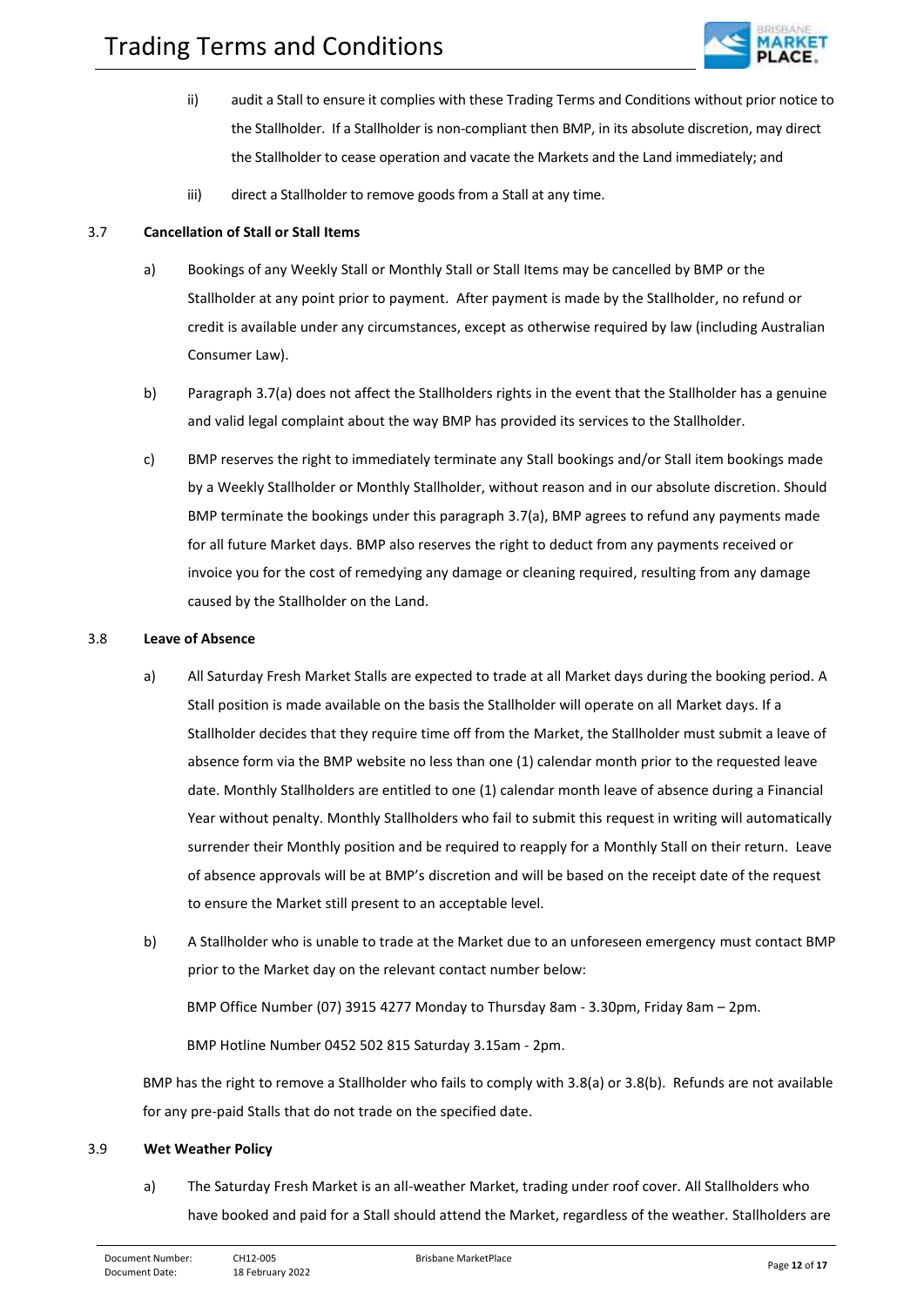ii) audit a Stall to ensure it complies with these Trading Terms and Conditions without prior notice to the Stallholder. If a Stallholder is non-compliant then BMP, in its absolute discretion, may direct the Stallholder to cease operation and vacate the Markets and the Land immediately; and

iii) direct a Stallholder to remove goods from a Stall at any time.

### 3.7 Cancellation of Stall or Stall Items

a) Bookings of any Weekly Stall or Monthly Stall or Stall Items may be cancelled by BMP or the Stallholder at any point prior to payment. After payment is made by the Stallholder, no refund or credit is available under any circumstances, except as otherwise required by law (including Australian Consumer Law).

b) Paragraph 3.7(a) does not affect the Stallholders rights in the event that the Stallholder has a genuine and valid legal complaint about the way BMP has provided its services to the Stallholder.

c) BMP reserves the right to immediately terminate any Stall bookings and/or Stall item bookings made by a Weekly Stallholder or Monthly Stallholder, without reason and in our absolute discretion. Should BMP terminate the bookings under this paragraph 3.7(a), BMP agrees to refund any payments made for all future Market days. BMP also reserves the right to deduct from any payments received or invoice you for the cost of remedying any damage or cleaning required, resulting from any damage caused by the Stallholder on the Land.

### 3.8 Leave of Absence

a) All Saturday Fresh Market Stalls are expected to trade at all Market days during the booking period. A Stall position is made available on the basis the Stallholder will operate on all Market days. If a Stallholder decides that they require time off from the Market, the Stallholder must submit a leave of absence form via the BMP website no less than one (1) calendar month prior to the requested leave date. Monthly Stallholders are entitled to one (1) calendar month leave of absence during a Financial Year without penalty. Monthly Stallholders who fail to submit this request in writing will automatically surrender their Monthly position and be required to reapply for a Monthly Stall on their return. Leave of absence approvals will be at BMP's discretion and will be based on the receipt date of the request to ensure the Market still present to an acceptable level.

b) A Stallholder who is unable to trade at the Market due to an unforeseen emergency must contact BMP prior to the Market day on the relevant contact number below:

BMP Office Number (07) 3915 4277 Monday to Thursday 8am - 3.30pm, Friday 8am – 2pm.

BMP Hotline Number 0452 502 815 Saturday 3.15am - 2pm.

BMP has the right to remove a Stallholder who fails to comply with 3.8(a) or 3.8(b). Refunds are not available for any pre-paid Stalls that do not trade on the specified date.

### 3.9 Wet Weather Policy

a) The Saturday Fresh Market is an all-weather Market, trading under roof cover. All Stallholders who have booked and paid for a Stall should attend the Market, regardless of the weather. Stallholders are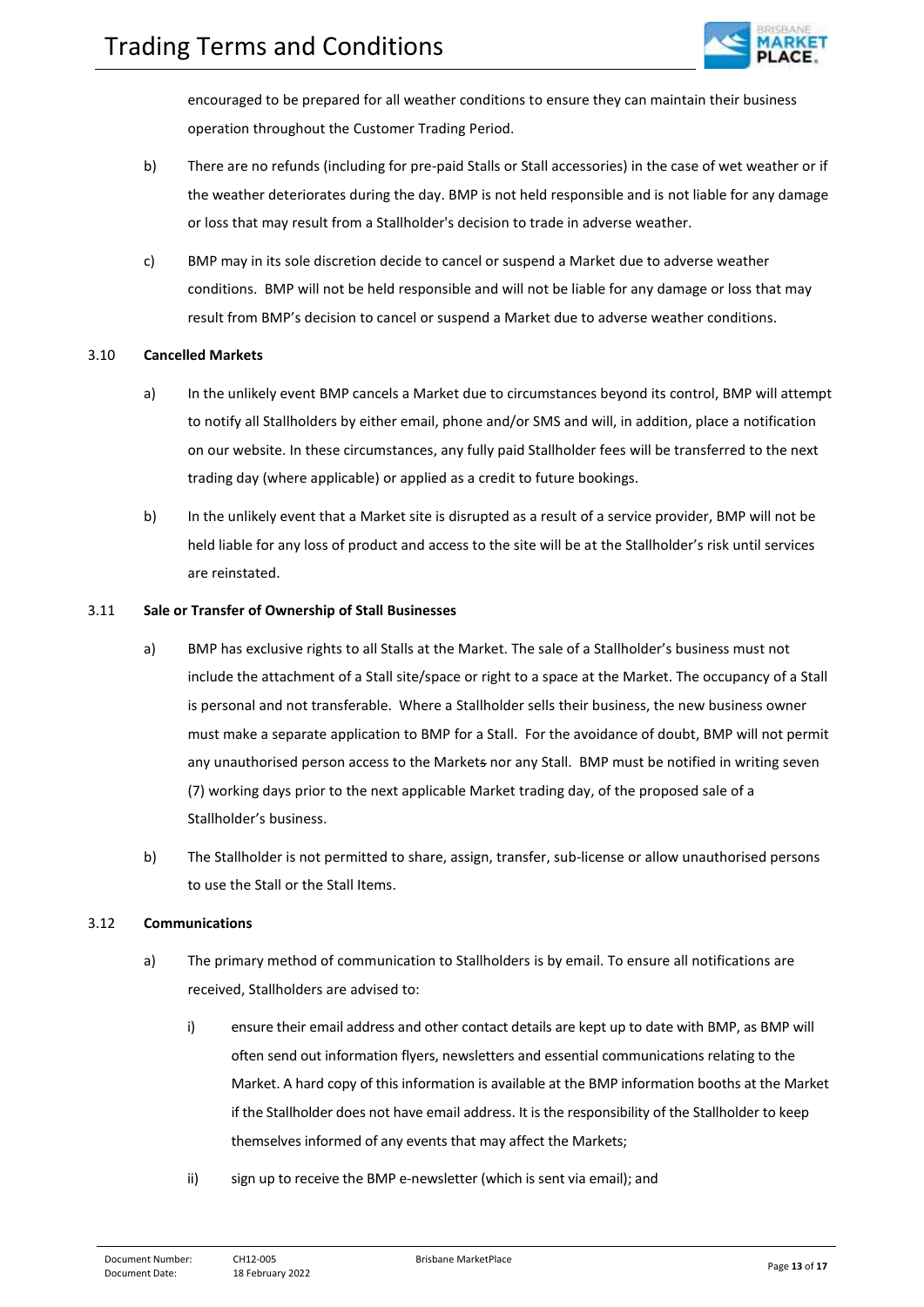encouraged to be prepared for all weather conditions to ensure they can maintain their business operation throughout the Customer Trading Period.

b) There are no refunds (including for pre-paid Stalls or Stall accessories) in the case of wet weather or if the weather deteriorates during the day. BMP is not held responsible and is not liable for any damage or loss that may result from a Stallholder's decision to trade in adverse weather.

c) BMP may in its sole discretion decide to cancel or suspend a Market due to adverse weather conditions. BMP will not be held responsible and will not be liable for any damage or loss that may result from BMP's decision to cancel or suspend a Market due to adverse weather conditions.

### 3.10 Cancelled Markets

a) In the unlikely event BMP cancels a Market due to circumstances beyond its control, BMP will attempt to notify all Stallholders by either email, phone and/or SMS and will, in addition, place a notification on our website. In these circumstances, any fully paid Stallholder fees will be transferred to the next trading day (where applicable) or applied as a credit to future bookings.

b) In the unlikely event that a Market site is disrupted as a result of a service provider, BMP will not be held liable for any loss of product and access to the site will be at the Stallholder's risk until services are reinstated.

### 3.11 Sale or Transfer of Ownership of Stall Businesses

a) BMP has exclusive rights to all Stalls at the Market. The sale of a Stallholder's business must not include the attachment of a Stall site/space or right to a space at the Market. The occupancy of a Stall is personal and not transferable. Where a Stallholder sells their business, the new business owner must make a separate application to BMP for a Stall. For the avoidance of doubt, BMP will not permit any unauthorised person access to the Markets nor any Stall. BMP must be notified in writing seven (7) working days prior to the next applicable Market trading day, of the proposed sale of a Stallholder's business.

b) The Stallholder is not permitted to share, assign, transfer, sub-license or allow unauthorised persons to use the Stall or the Stall Items.

### 3.12 Communications

a) The primary method of communication to Stallholders is by email. To ensure all notifications are received, Stallholders are advised to:

   i) ensure their email address and other contact details are kept up to date with BMP, as BMP will often send out information flyers, newsletters and essential communications relating to the Market. A hard copy of this information is available at the BMP information booths at the Market if the Stallholder does not have email address. It is the responsibility of the Stallholder to keep themselves informed of any events that may affect the Markets;

   ii) sign up to receive the BMP e-newsletter (which is sent via email); and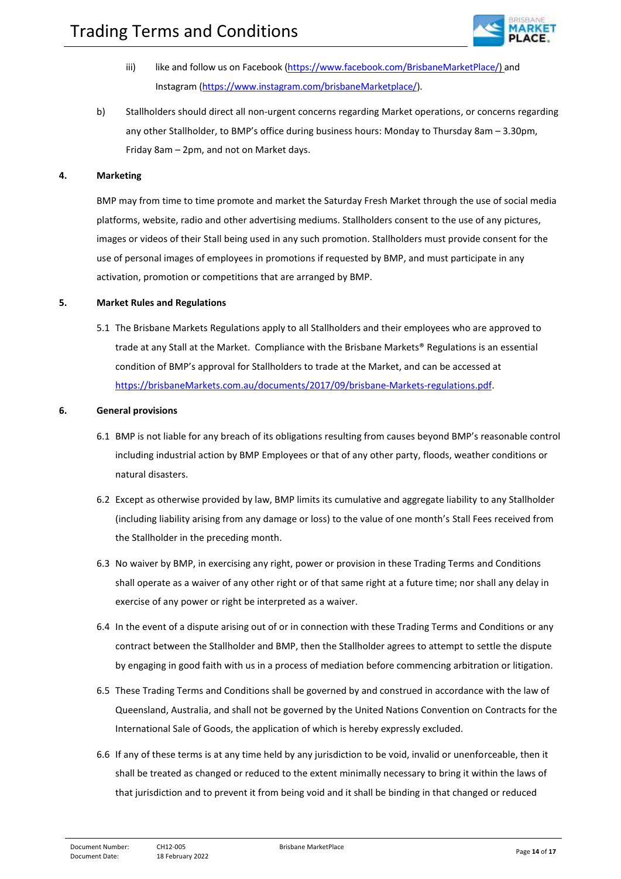iii) like and follow us on Facebook (https://www.facebook.com/BrisbaneMarketPlace/) and Instagram (https://www.instagram.com/brisbaneMarketplace/).

b) Stallholders should direct all non-urgent concerns regarding Market operations, or concerns regarding any other Stallholder, to BMP's office during business hours: Monday to Thursday 8am – 3.30pm, Friday 8am – 2pm, and not on Market days.

## 4. Marketing

BMP may from time to time promote and market the Saturday Fresh Market through the use of social media platforms, website, radio and other advertising mediums. Stallholders consent to the use of any pictures, images or videos of their Stall being used in any such promotion. Stallholders must provide consent for the use of personal images of employees in promotions if requested by BMP, and must participate in any activation, promotion or competitions that are arranged by BMP.

## 5. Market Rules and Regulations

5.1 The Brisbane Markets Regulations apply to all Stallholders and their employees who are approved to trade at any Stall at the Market. Compliance with the Brisbane Markets® Regulations is an essential condition of BMP's approval for Stallholders to trade at the Market, and can be accessed at https://brisbaneMarkets.com.au/documents/2017/09/brisbane-Markets-regulations.pdf.

## 6. General provisions

6.1 BMP is not liable for any breach of its obligations resulting from causes beyond BMP's reasonable control including industrial action by BMP Employees or that of any other party, floods, weather conditions or natural disasters.

6.2 Except as otherwise provided by law, BMP limits its cumulative and aggregate liability to any Stallholder (including liability arising from any damage or loss) to the value of one month's Stall Fees received from the Stallholder in the preceding month.

6.3 No waiver by BMP, in exercising any right, power or provision in these Trading Terms and Conditions shall operate as a waiver of any other right or of that same right at a future time; nor shall any delay in exercise of any power or right be interpreted as a waiver.

6.4 In the event of a dispute arising out of or in connection with these Trading Terms and Conditions or any contract between the Stallholder and BMP, then the Stallholder agrees to attempt to settle the dispute by engaging in good faith with us in a process of mediation before commencing arbitration or litigation.

6.5 These Trading Terms and Conditions shall be governed by and construed in accordance with the law of Queensland, Australia, and shall not be governed by the United Nations Convention on Contracts for the International Sale of Goods, the application of which is hereby expressly excluded.

6.6 If any of these terms is at any time held by any jurisdiction to be void, invalid or unenforceable, then it shall be treated as changed or reduced to the extent minimally necessary to bring it within the laws of that jurisdiction and to prevent it from being void and it shall be binding in that changed or reduced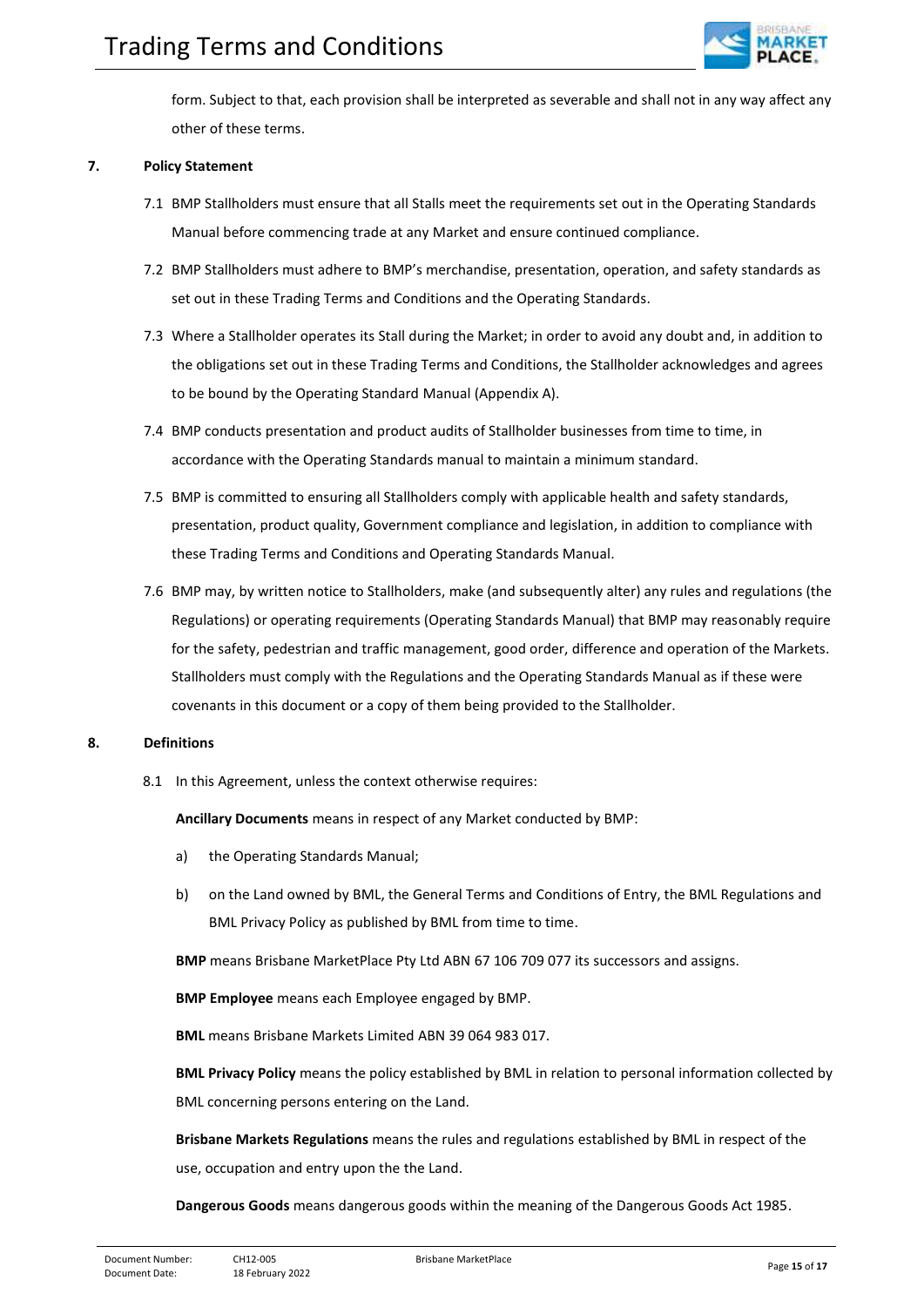form. Subject to that, each provision shall be interpreted as severable and shall not in any way affect any other of these terms.

## 7. Policy Statement

7.1 BMP Stallholders must ensure that all Stalls meet the requirements set out in the Operating Standards Manual before commencing trade at any Market and ensure continued compliance.

7.2 BMP Stallholders must adhere to BMP's merchandise, presentation, operation, and safety standards as set out in these Trading Terms and Conditions and the Operating Standards.

7.3 Where a Stallholder operates its Stall during the Market; in order to avoid any doubt and, in addition to the obligations set out in these Trading Terms and Conditions, the Stallholder acknowledges and agrees to be bound by the Operating Standard Manual (Appendix A).

7.4 BMP conducts presentation and product audits of Stallholder businesses from time to time, in accordance with the Operating Standards manual to maintain a minimum standard.

7.5 BMP is committed to ensuring all Stallholders comply with applicable health and safety standards, presentation, product quality, Government compliance and legislation, in addition to compliance with these Trading Terms and Conditions and Operating Standards Manual.

7.6 BMP may, by written notice to Stallholders, make (and subsequently alter) any rules and regulations (the Regulations) or operating requirements (Operating Standards Manual) that BMP may reasonably require for the safety, pedestrian and traffic management, good order, difference and operation of the Markets. Stallholders must comply with the Regulations and the Operating Standards Manual as if these were covenants in this document or a copy of them being provided to the Stallholder.

## 8. Definitions

8.1 In this Agreement, unless the context otherwise requires:

**Ancillary Documents** means in respect of any Market conducted by BMP:

a) the Operating Standards Manual;

b) on the Land owned by BML, the General Terms and Conditions of Entry, the BML Regulations and BML Privacy Policy as published by BML from time to time.

**BMP** means Brisbane MarketPlace Pty Ltd ABN 67 106 709 077 its successors and assigns.

**BMP Employee** means each Employee engaged by BMP.

**BML** means Brisbane Markets Limited ABN 39 064 983 017.

**BML Privacy Policy** means the policy established by BML in relation to personal information collected by BML concerning persons entering on the Land.

**Brisbane Markets Regulations** means the rules and regulations established by BML in respect of the use, occupation and entry upon the the Land.

**Dangerous Goods** means dangerous goods within the meaning of the Dangerous Goods Act 1985.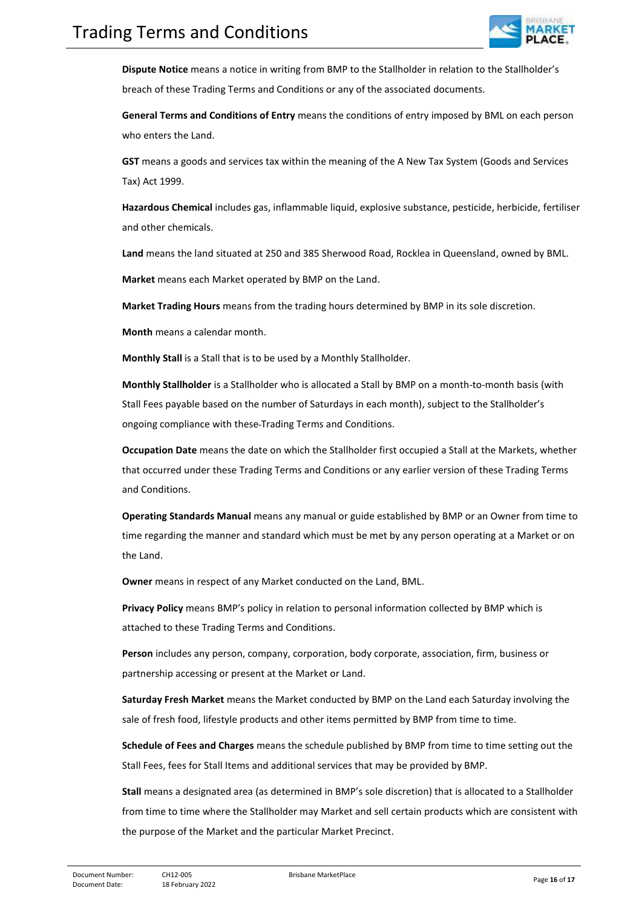**Dispute Notice** means a notice in writing from BMP to the Stallholder in relation to the Stallholder's breach of these Trading Terms and Conditions or any of the associated documents.

**General Terms and Conditions of Entry** means the conditions of entry imposed by BML on each person who enters the Land.

**GST** means a goods and services tax within the meaning of the A New Tax System (Goods and Services Tax) Act 1999.

**Hazardous Chemical** includes gas, inflammable liquid, explosive substance, pesticide, herbicide, fertiliser and other chemicals.

**Land** means the land situated at 250 and 385 Sherwood Road, Rocklea in Queensland, owned by BML.

**Market** means each Market operated by BMP on the Land.

**Market Trading Hours** means from the trading hours determined by BMP in its sole discretion.

**Month** means a calendar month.

**Monthly Stall** is a Stall that is to be used by a Monthly Stallholder.

**Monthly Stallholder** is a Stallholder who is allocated a Stall by BMP on a month-to-month basis (with Stall Fees payable based on the number of Saturdays in each month), subject to the Stallholder's ongoing compliance with these Trading Terms and Conditions.

**Occupation Date** means the date on which the Stallholder first occupied a Stall at the Markets, whether that occurred under these Trading Terms and Conditions or any earlier version of these Trading Terms and Conditions.

**Operating Standards Manual** means any manual or guide established by BMP or an Owner from time to time regarding the manner and standard which must be met by any person operating at a Market or on the Land.

**Owner** means in respect of any Market conducted on the Land, BML.

**Privacy Policy** means BMP's policy in relation to personal information collected by BMP which is attached to these Trading Terms and Conditions.

**Person** includes any person, company, corporation, body corporate, association, firm, business or partnership accessing or present at the Market or Land.

**Saturday Fresh Market** means the Market conducted by BMP on the Land each Saturday involving the sale of fresh food, lifestyle products and other items permitted by BMP from time to time.

**Schedule of Fees and Charges** means the schedule published by BMP from time to time setting out the Stall Fees, fees for Stall Items and additional services that may be provided by BMP.

**Stall** means a designated area (as determined in BMP's sole discretion) that is allocated to a Stallholder from time to time where the Stallholder may Market and sell certain products which are consistent with the purpose of the Market and the particular Market Precinct.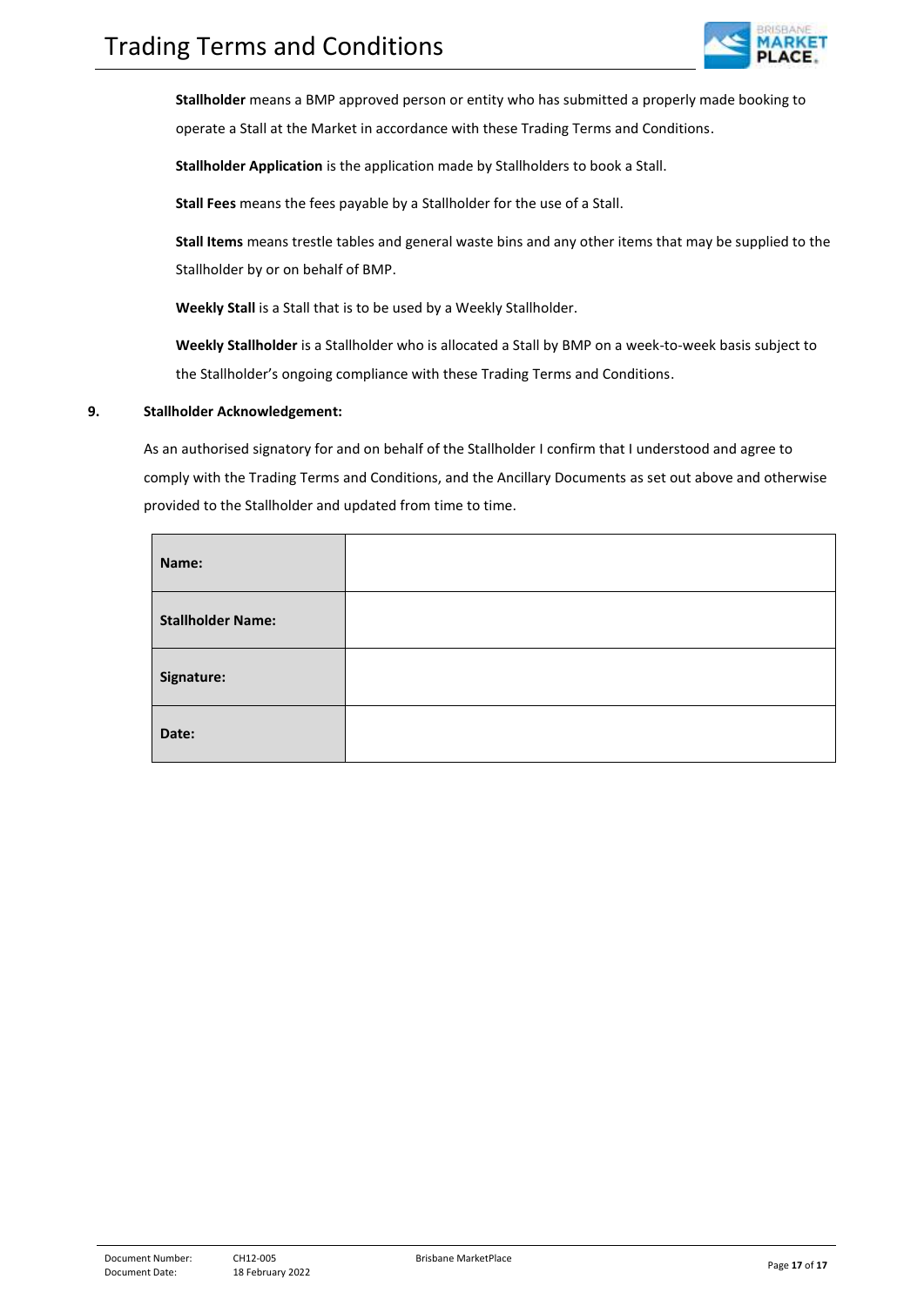**Stallholder** means a BMP approved person or entity who has submitted a properly made booking to operate a Stall at the Market in accordance with these Trading Terms and Conditions.

**Stallholder Application** is the application made by Stallholders to book a Stall.

**Stall Fees** means the fees payable by a Stallholder for the use of a Stall.

**Stall Items** means trestle tables and general waste bins and any other items that may be supplied to the Stallholder by or on behalf of BMP.

**Weekly Stall** is a Stall that is to be used by a Weekly Stallholder.

**Weekly Stallholder** is a Stallholder who is allocated a Stall by BMP on a week-to-week basis subject to the Stallholder's ongoing compliance with these Trading Terms and Conditions.

## 9. Stallholder Acknowledgement:

As an authorised signatory for and on behalf of the Stallholder I confirm that I understood and agree to comply with the Trading Terms and Conditions, and the Ancillary Documents as set out above and otherwise provided to the Stallholder and updated from time to time.

| | |
|---|---|
| **Name:** | |
| **Stallholder Name:** | |
| **Signature:** | |
| **Date:** | |